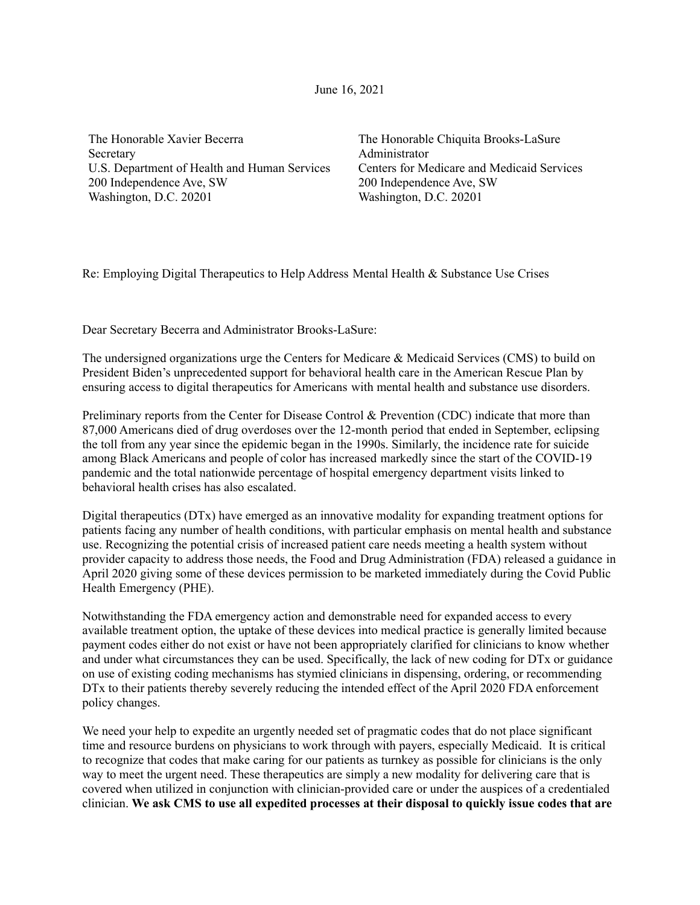June 16, 2021

The Honorable Xavier Becerra
Secretary
U.S. Department of Health and Human Services
200 Independence Ave, SW
Washington, D.C. 20201

The Honorable Chiquita Brooks-LaSure
Administrator
Centers for Medicare and Medicaid Services
200 Independence Ave, SW
Washington, D.C. 20201

Re: Employing Digital Therapeutics to Help Address Mental Health & Substance Use Crises

Dear Secretary Becerra and Administrator Brooks-LaSure:

The undersigned organizations urge the Centers for Medicare & Medicaid Services (CMS) to build on President Biden's unprecedented support for behavioral health care in the American Rescue Plan by ensuring access to digital therapeutics for Americans with mental health and substance use disorders.

Preliminary reports from the Center for Disease Control & Prevention (CDC) indicate that more than 87,000 Americans died of drug overdoses over the 12-month period that ended in September, eclipsing the toll from any year since the epidemic began in the 1990s. Similarly, the incidence rate for suicide among Black Americans and people of color has increased markedly since the start of the COVID-19 pandemic and the total nationwide percentage of hospital emergency department visits linked to behavioral health crises has also escalated.

Digital therapeutics (DTx) have emerged as an innovative modality for expanding treatment options for patients facing any number of health conditions, with particular emphasis on mental health and substance use. Recognizing the potential crisis of increased patient care needs meeting a health system without provider capacity to address those needs, the Food and Drug Administration (FDA) released a guidance in April 2020 giving some of these devices permission to be marketed immediately during the Covid Public Health Emergency (PHE).

Notwithstanding the FDA emergency action and demonstrable need for expanded access to every available treatment option, the uptake of these devices into medical practice is generally limited because payment codes either do not exist or have not been appropriately clarified for clinicians to know whether and under what circumstances they can be used. Specifically, the lack of new coding for DTx or guidance on use of existing coding mechanisms has stymied clinicians in dispensing, ordering, or recommending DTx to their patients thereby severely reducing the intended effect of the April 2020 FDA enforcement policy changes.

We need your help to expedite an urgently needed set of pragmatic codes that do not place significant time and resource burdens on physicians to work through with payers, especially Medicaid. It is critical to recognize that codes that make caring for our patients as turnkey as possible for clinicians is the only way to meet the urgent need. These therapeutics are simply a new modality for delivering care that is covered when utilized in conjunction with clinician-provided care or under the auspices of a credentialed clinician. **We ask CMS to use all expedited processes at their disposal to quickly issue codes that are**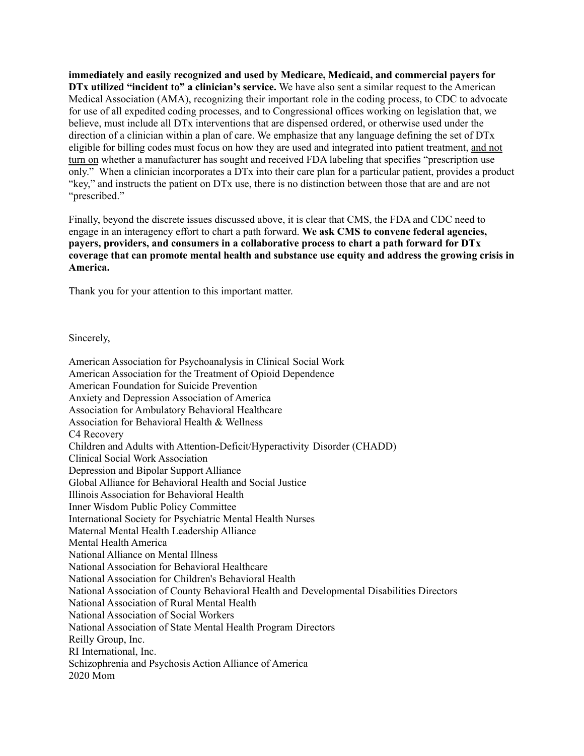**immediately and easily recognized and used by Medicare, Medicaid, and commercial payers for DTx utilized "incident to" a clinician's service.** We have also sent a similar request to the American Medical Association (AMA), recognizing their important role in the coding process, to CDC to advocate for use of all expedited coding processes, and to Congressional offices working on legislation that, we believe, must include all DTx interventions that are dispensed ordered, or otherwise used under the direction of a clinician within a plan of care. We emphasize that any language defining the set of DTx eligible for billing codes must focus on how they are used and integrated into patient treatment, <u>and not turn on</u> whether a manufacturer has sought and received FDA labeling that specifies "prescription use only." When a clinician incorporates a DTx into their care plan for a particular patient, provides a product "key," and instructs the patient on DTx use, there is no distinction between those that are and are not "prescribed."

Finally, beyond the discrete issues discussed above, it is clear that CMS, the FDA and CDC need to engage in an interagency effort to chart a path forward. **We ask CMS to convene federal agencies, payers, providers, and consumers in a collaborative process to chart a path forward for DTx coverage that can promote mental health and substance use equity and address the growing crisis in America.**

Thank you for your attention to this important matter.

Sincerely,

American Association for Psychoanalysis in Clinical Social Work
American Association for the Treatment of Opioid Dependence
American Foundation for Suicide Prevention
Anxiety and Depression Association of America
Association for Ambulatory Behavioral Healthcare
Association for Behavioral Health & Wellness
C4 Recovery
Children and Adults with Attention-Deficit/Hyperactivity Disorder (CHADD)
Clinical Social Work Association
Depression and Bipolar Support Alliance
Global Alliance for Behavioral Health and Social Justice
Illinois Association for Behavioral Health
Inner Wisdom Public Policy Committee
International Society for Psychiatric Mental Health Nurses
Maternal Mental Health Leadership Alliance
Mental Health America
National Alliance on Mental Illness
National Association for Behavioral Healthcare
National Association for Children's Behavioral Health
National Association of County Behavioral Health and Developmental Disabilities Directors
National Association of Rural Mental Health
National Association of Social Workers
National Association of State Mental Health Program Directors
Reilly Group, Inc.
RI International, Inc.
Schizophrenia and Psychosis Action Alliance of America
2020 Mom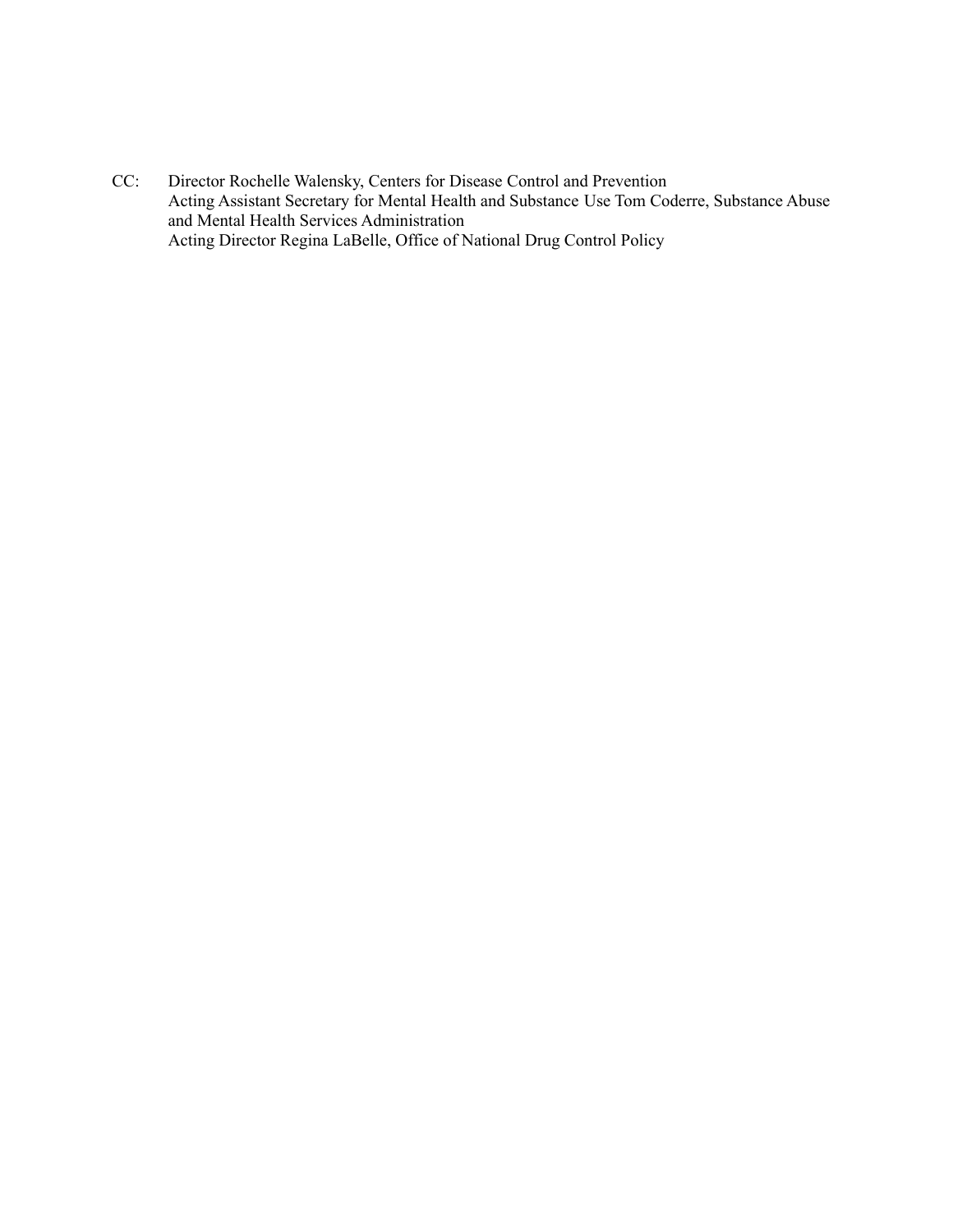CC: Director Rochelle Walensky, Centers for Disease Control and Prevention
Acting Assistant Secretary for Mental Health and Substance Use Tom Coderre, Substance Abuse and Mental Health Services Administration
Acting Director Regina LaBelle, Office of National Drug Control Policy